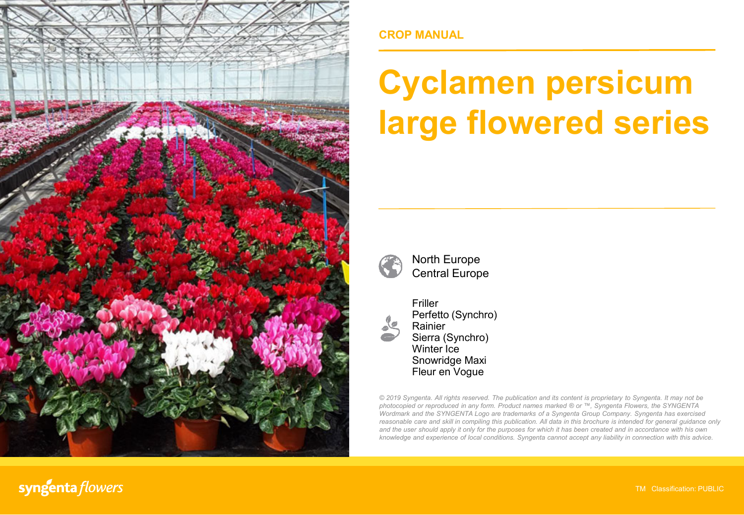CROP MANUAL

# Cyclamen persicum large flowered series

North Europe
Central Europe

Friller
Perfetto (Synchro)
Rainier
Sierra (Synchro)
Winter Ice
Snowridge Maxi
Fleur en Vogue

*© 2019 Syngenta. All rights reserved. The publication and its content is proprietary to Syngenta. It may not be photocopied or reproduced in any form. Product names marked ® or ™, Syngenta Flowers, the SYNGENTA Wordmark and the SYNGENTA Logo are trademarks of a Syngenta Group Company. Syngenta has exercised reasonable care and skill in compiling this publication. All data in this brochure is intended for general guidance only and the user should apply it only for the purposes for which it has been created and in accordance with his own knowledge and experience of local conditions. Syngenta cannot accept any liability in connection with this advice.*

syngenta flowers

TM Classification: PUBLIC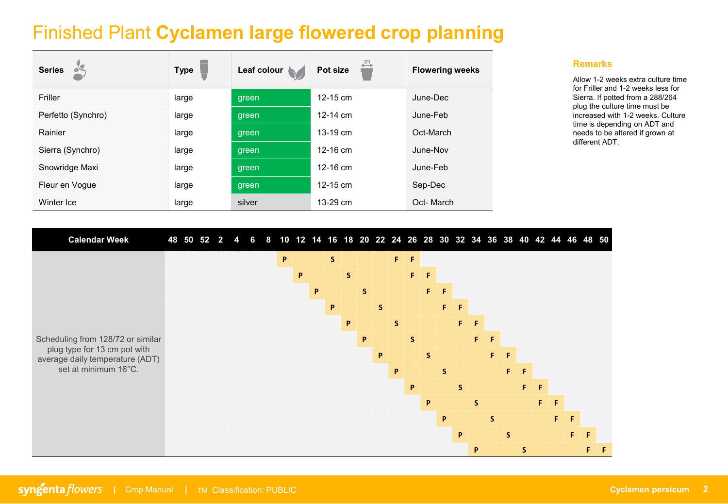# Finished Plant **Cyclamen large flowered crop planning**

| Series | Type | Leaf colour | Pot size | Flowering weeks |
|---|---|---|---|---|
| Friller | large | green | 12-15 cm | June-Dec |
| Perfetto (Synchro) | large | green | 12-14 cm | June-Feb |
| Rainier | large | green | 13-19 cm | Oct-March |
| Sierra (Synchro) | large | green | 12-16 cm | June-Nov |
| Snowridge Maxi | large | green | 12-16 cm | June-Feb |
| Fleur en Vogue | large | green | 12-15 cm | Sep-Dec |
| Winter Ice | large | silver | 13-29 cm | Oct- March |

## Remarks

Allow 1-2 weeks extra culture time for Friller and 1-2 weeks less for Sierra. If potted from a 288/264 plug the culture time must be increased with 1-2 weeks. Culture time is depending on ADT and needs to be altered if grown at different ADT.

| Calendar Week | 48 | 50 | 52 | 2 | 4 | 6 | 8 | 10 | 12 | 14 | 16 | 18 | 20 | 22 | 24 | 26 | 28 | 30 | 32 | 34 | 36 | 38 | 40 | 42 | 44 | 46 | 48 | 50 |
|---|---|---|---|---|---|---|---|---|---|---|---|---|---|---|---|---|---|---|---|---|---|---|---|---|---|---|---|---|
| Scheduling from 128/72 or similar plug type for 13 cm pot with average daily temperature (ADT) set at minimum 16°C. | | | | | | | | P | | | S | | | | F | F | | | | | | | | | | | | |
| | | | | | | | | | P | | | S | | | | F | F | | | | | | | | | | | |
| | | | | | | | | | | P | | | S | | | | F | F | | | | | | | | | | |
| | | | | | | | | | | | P | | | S | | | | F | F | | | | | | | | | |
| | | | | | | | | | | | | P | | | S | | | | F | F | | | | | | | | |
| | | | | | | | | | | | | | P | | | S | | | | F | F | | | | | | | |
| | | | | | | | | | | | | | | P | | | S | | | | F | F | | | | | | |
| | | | | | | | | | | | | | | | P | | | S | | | | F | F | | | | | |
| | | | | | | | | | | | | | | | | P | | | S | | | | F | F | | | | |
| | | | | | | | | | | | | | | | | | P | | | S | | | | F | F | | | |
| | | | | | | | | | | | | | | | | | | P | | | S | | | | F | F | | |
| | | | | | | | | | | | | | | | | | | | P | | | S | | | | F | F | |
| | | | | | | | | | | | | | | | | | | | | P | | | S | | | | F | F |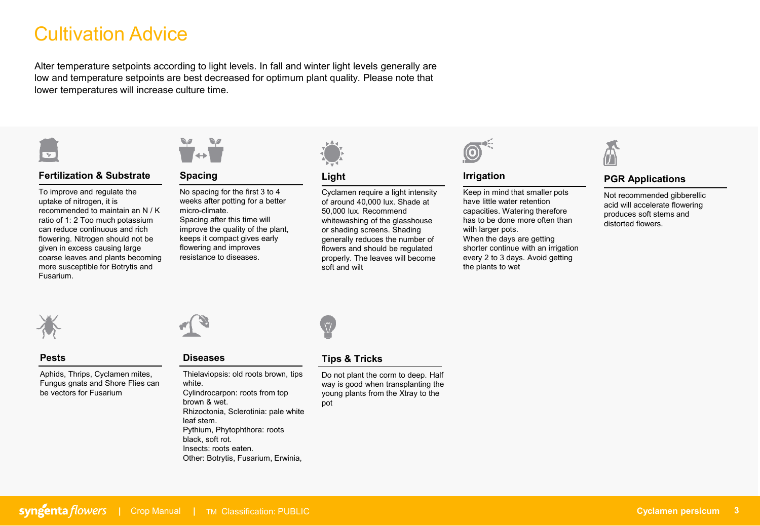# Cultivation Advice

Alter temperature setpoints according to light levels. In fall and winter light levels generally are low and temperature setpoints are best decreased for optimum plant quality. Please note that lower temperatures will increase culture time.

### Fertilization & Substrate

To improve and regulate the uptake of nitrogen, it is recommended to maintain an N / K ratio of 1: 2 Too much potassium can reduce continuous and rich flowering. Nitrogen should not be given in excess causing large coarse leaves and plants becoming more susceptible for Botrytis and Fusarium.

### Spacing

No spacing for the first 3 to 4 weeks after potting for a better micro-climate.
Spacing after this time will improve the quality of the plant, keeps it compact gives early flowering and improves resistance to diseases.

### Light

Cyclamen require a light intensity of around 40,000 lux. Shade at 50,000 lux. Recommend whitewashing of the glasshouse or shading screens. Shading generally reduces the number of flowers and should be regulated properly. The leaves will become soft and wilt

### Irrigation

Keep in mind that smaller pots have little water retention capacities. Watering therefore has to be done more often than with larger pots.
When the days are getting shorter continue with an irrigation every 2 to 3 days. Avoid getting the plants to wet

### PGR Applications

Not recommended gibberellic acid will accelerate flowering produces soft stems and distorted flowers.

### Pests

Aphids, Thrips, Cyclamen mites, Fungus gnats and Shore Flies can be vectors for Fusarium

### Diseases

Thielaviopsis: old roots brown, tips white.
Cylindrocarpon: roots from top brown & wet.
Rhizoctonia, Sclerotinia: pale white leaf stem.
Pythium, Phytophthora: roots black, soft rot.
Insects: roots eaten.
Other: Botrytis, Fusarium, Erwinia,

### Tips & Tricks

Do not plant the corm to deep. Half way is good when transplanting the young plants from the Xtray to the pot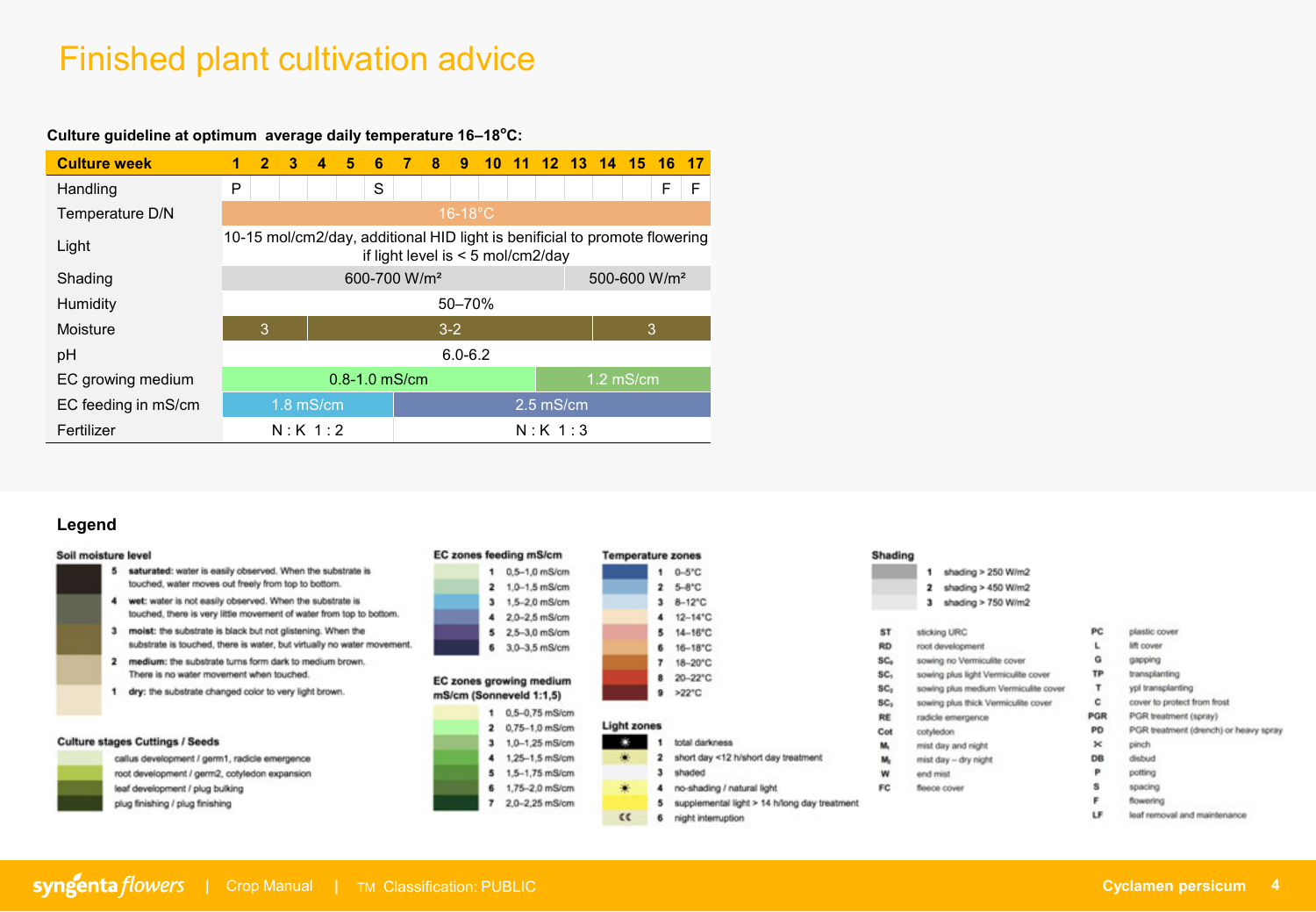# Finished plant cultivation advice

**Culture guideline at optimum average daily temperature 16–18°C:**

| Culture week | 1 | 2 | 3 | 4 | 5 | 6 | 7 | 8 | 9 | 10 | 11 | 12 | 13 | 14 | 15 | 16 | 17 |
|---|---|---|---|---|---|---|---|---|---|---|---|---|---|---|---|---|---|
| Handling | P | | | | | S | | | | | | | | | | F | F |
| Temperature D/N | 16-18°C | | | | | | | | | | | | | | | | |
| Light | 10-15 mol/cm2/day, additional HID light is benificial to promote flowering if light level is < 5 mol/cm2/day | | | | | | | | | | | | | | | | |
| Shading | 600-700 W/m² | | | | | | | | | | | | 500-600 W/m² | | | | |
| Humidity | 50–70% | | | | | | | | | | | | | | | | |
| Moisture | 3 | | | 3-2 | | | | | | | | | | 3 | | | |
| pH | 6.0-6.2 | | | | | | | | | | | | | | | | |
| EC growing medium | 0.8-1.0 mS/cm | | | | | | | | | | | 1.2 mS/cm | | | | | |
| EC feeding in mS/cm | 1.8 mS/cm | | | | | | 2.5 mS/cm | | | | | | | | | | |
| Fertilizer | N : K 1 : 2 | | | | | | N : K 1 : 3 | | | | | | | | | | |

## Legend

**Soil moisture level**

- 5 **saturated:** water is easily observed. When the substrate is touched, water moves out freely from top to bottom.
- 4 **wet:** water is not easily observed. When the substrate is touched, there is very little movement of water from top to bottom.
- 3 **moist:** the substrate is black but not glistening. When the substrate is touched, there is water, but virtually no water movement.
- 2 **medium:** the substrate turns form dark to medium brown. There is no water movement when touched.
- 1 **dry:** the substrate changed color to very light brown.

**Culture stages Cuttings / Seeds**

- callus development / germ1, radicle emergence
- root development / germ2, cotyledon expansion
- leaf development / plug bulking
- plug finishing / plug finishing

**EC zones feeding mS/cm**

- 1 0,5–1,0 mS/cm
- 2 1,0–1,5 mS/cm
- 3 1,5–2,0 mS/cm
- 4 2,0–2,5 mS/cm
- 5 2,5–3,0 mS/cm
- 6 3,0–3,5 mS/cm

**EC zones growing medium mS/cm (Sonneveld 1:1,5)**

- 1 0,5–0,75 mS/cm
- 2 0,75–1,0 mS/cm
- 3 1,0–1,25 mS/cm
- 4 1,25–1,5 mS/cm
- 5 1,5–1,75 mS/cm
- 6 1,75–2,0 mS/cm
- 7 2,0–2,25 mS/cm

**Temperature zones**

- 1 0–5°C
- 2 5–8°C
- 3 8–12°C
- 4 12–14°C
- 5 14–16°C
- 6 16–18°C
- 7 18–20°C
- 8 20–22°C
- 9 >22°C

**Light zones**

- 1 total darkness
- 2 short day <12 h/short day treatment
- 3 shaded
- 4 no-shading / natural light
- 5 supplemental light > 14 h/long day treatment
- 6 night interruption

**Shading**

- 1 shading > 250 W/m2
- 2 shading > 450 W/m2
- 3 shading > 750 W/m2

| | | | |
|---|---|---|---|
| ST | sticking URC | PC | plastic cover |
| RD | root development | L | lift cover |
| $SC_0$ | sowing no Vermiculite cover | G | gapping |
| $SC_1$ | sowing plus light Vermiculite cover | TP | transplanting |
| $SC_2$ | sowing plus medium Vermiculite cover | T | ypl transplanting |
| $SC_3$ | sowing plus thick Vermiculite cover | C | cover to protect from frost |
| RE | radicle emergence | PGR | PGR treatment (spray) |
| Cot | cotyledon | PD | PGR treatment (drench) or heavy spray |
| $M_1$ | mist day and night | ✂ | pinch |
| $M_2$ | mist day – dry night | DB | disbud |
| W | end mist | P | potting |
| FC | fleece cover | S | spacing |
| | | F | flowering |
| | | LF | leaf removal and maintenance |